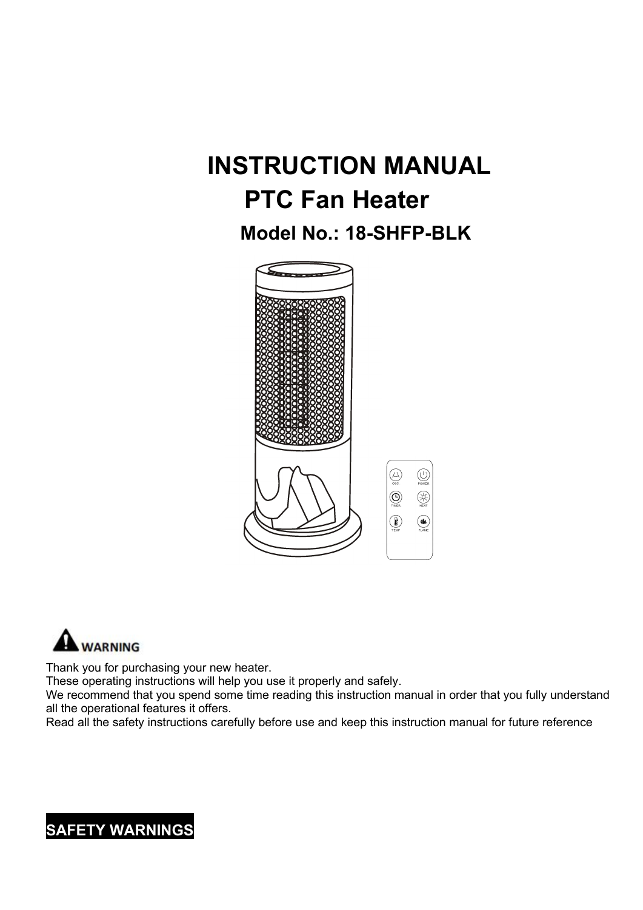# INSTRUCTION MANUAL

## PTC Fan Heater

### Model No.: 18-SHFP-BLK

**WARNING**

Thank you for purchasing your new heater.
These operating instructions will help you use it properly and safely.
We recommend that you spend some time reading this instruction manual in order that you fully understand all the operational features it offers.
Read all the safety instructions carefully before use and keep this instruction manual for future reference

## SAFETY WARNINGS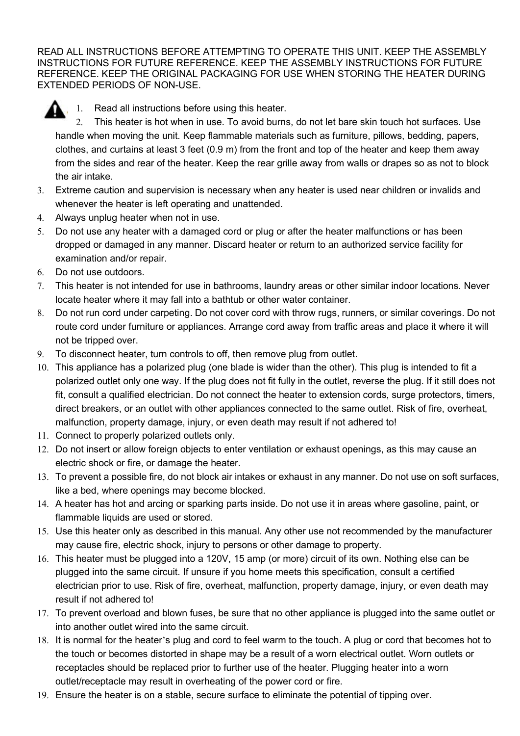READ ALL INSTRUCTIONS BEFORE ATTEMPTING TO OPERATE THIS UNIT. KEEP THE ASSEMBLY INSTRUCTIONS FOR FUTURE REFERENCE. KEEP THE ASSEMBLY INSTRUCTIONS FOR FUTURE REFERENCE. KEEP THE ORIGINAL PACKAGING FOR USE WHEN STORING THE HEATER DURING EXTENDED PERIODS OF NON-USE.

1. Read all instructions before using this heater.
2. This heater is hot when in use. To avoid burns, do not let bare skin touch hot surfaces. Use handle when moving the unit. Keep flammable materials such as furniture, pillows, bedding, papers, clothes, and curtains at least 3 feet (0.9 m) from the front and top of the heater and keep them away from the sides and rear of the heater. Keep the rear grille away from walls or drapes so as not to block the air intake.
3. Extreme caution and supervision is necessary when any heater is used near children or invalids and whenever the heater is left operating and unattended.
4. Always unplug heater when not in use.
5. Do not use any heater with a damaged cord or plug or after the heater malfunctions or has been dropped or damaged in any manner. Discard heater or return to an authorized service facility for examination and/or repair.
6. Do not use outdoors.
7. This heater is not intended for use in bathrooms, laundry areas or other similar indoor locations. Never locate heater where it may fall into a bathtub or other water container.
8. Do not run cord under carpeting. Do not cover cord with throw rugs, runners, or similar coverings. Do not route cord under furniture or appliances. Arrange cord away from traffic areas and place it where it will not be tripped over.
9. To disconnect heater, turn controls to off, then remove plug from outlet.
10. This appliance has a polarized plug (one blade is wider than the other). This plug is intended to fit a polarized outlet only one way. If the plug does not fit fully in the outlet, reverse the plug. If it still does not fit, consult a qualified electrician. Do not connect the heater to extension cords, surge protectors, timers, direct breakers, or an outlet with other appliances connected to the same outlet. Risk of fire, overheat, malfunction, property damage, injury, or even death may result if not adhered to!
11. Connect to properly polarized outlets only.
12. Do not insert or allow foreign objects to enter ventilation or exhaust openings, as this may cause an electric shock or fire, or damage the heater.
13. To prevent a possible fire, do not block air intakes or exhaust in any manner. Do not use on soft surfaces, like a bed, where openings may become blocked.
14. A heater has hot and arcing or sparking parts inside. Do not use it in areas where gasoline, paint, or flammable liquids are used or stored.
15. Use this heater only as described in this manual. Any other use not recommended by the manufacturer may cause fire, electric shock, injury to persons or other damage to property.
16. This heater must be plugged into a 120V, 15 amp (or more) circuit of its own. Nothing else can be plugged into the same circuit. If unsure if you home meets this specification, consult a certified electrician prior to use. Risk of fire, overheat, malfunction, property damage, injury, or even death may result if not adhered to!
17. To prevent overload and blown fuses, be sure that no other appliance is plugged into the same outlet or into another outlet wired into the same circuit.
18. It is normal for the heater's plug and cord to feel warm to the touch. A plug or cord that becomes hot to the touch or becomes distorted in shape may be a result of a worn electrical outlet. Worn outlets or receptacles should be replaced prior to further use of the heater. Plugging heater into a worn outlet/receptacle may result in overheating of the power cord or fire.
19. Ensure the heater is on a stable, secure surface to eliminate the potential of tipping over.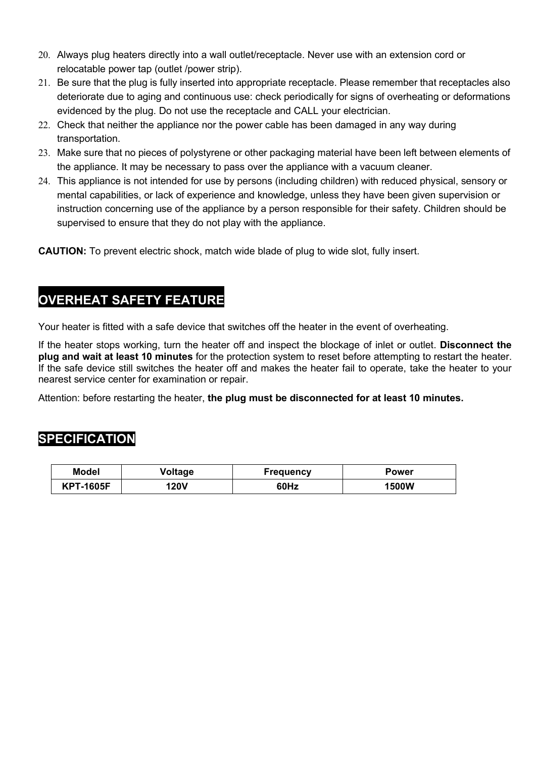20. Always plug heaters directly into a wall outlet/receptacle. Never use with an extension cord or relocatable power tap (outlet /power strip).
21. Be sure that the plug is fully inserted into appropriate receptacle. Please remember that receptacles also deteriorate due to aging and continuous use: check periodically for signs of overheating or deformations evidenced by the plug. Do not use the receptacle and CALL your electrician.
22. Check that neither the appliance nor the power cable has been damaged in any way during transportation.
23. Make sure that no pieces of polystyrene or other packaging material have been left between elements of the appliance. It may be necessary to pass over the appliance with a vacuum cleaner.
24. This appliance is not intended for use by persons (including children) with reduced physical, sensory or mental capabilities, or lack of experience and knowledge, unless they have been given supervision or instruction concerning use of the appliance by a person responsible for their safety. Children should be supervised to ensure that they do not play with the appliance.

**CAUTION:** To prevent electric shock, match wide blade of plug to wide slot, fully insert.

## OVERHEAT SAFETY FEATURE

Your heater is fitted with a safe device that switches off the heater in the event of overheating.

If the heater stops working, turn the heater off and inspect the blockage of inlet or outlet. **Disconnect the plug and wait at least 10 minutes** for the protection system to reset before attempting to restart the heater. If the safe device still switches the heater off and makes the heater fail to operate, take the heater to your nearest service center for examination or repair.

Attention: before restarting the heater, **the plug must be disconnected for at least 10 minutes.**

## SPECIFICATION

| Model | Voltage | Frequency | Power |
|---|---|---|---|
| KPT-1605F | 120V | 60Hz | 1500W |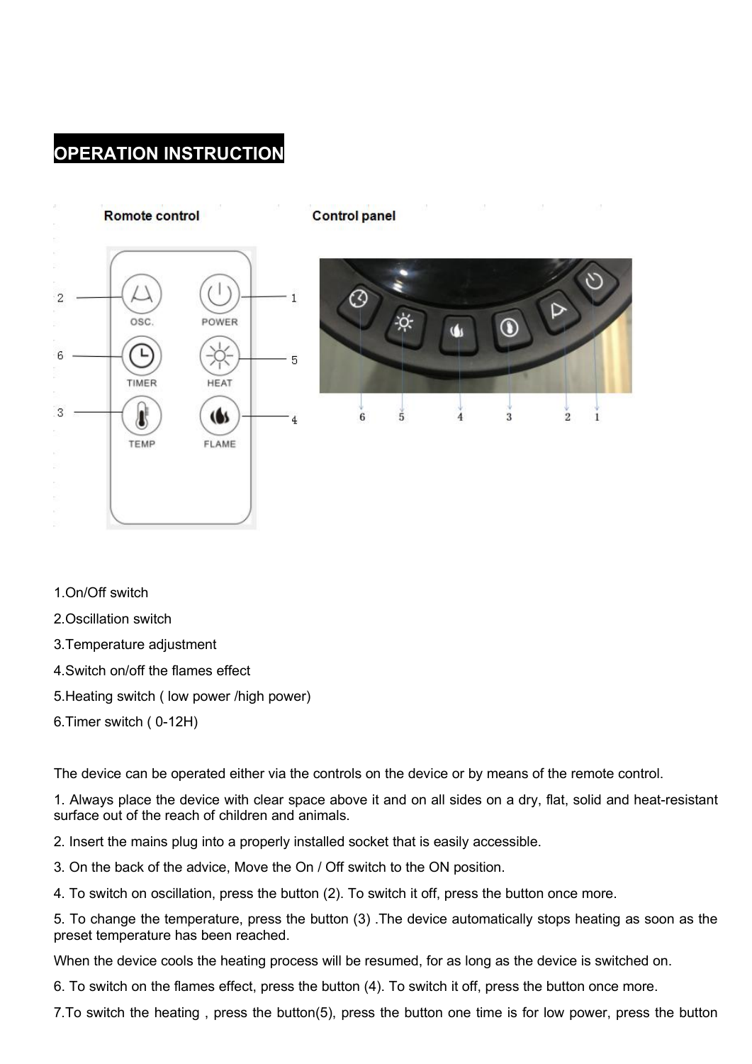# OPERATION INSTRUCTION

Romote control

Control panel

1.On/Off switch

2.Oscillation switch

3.Temperature adjustment

4.Switch on/off the flames effect

5.Heating switch ( low power /high power)

6.Timer switch ( 0-12H)

The device can be operated either via the controls on the device or by means of the remote control.

1. Always place the device with clear space above it and on all sides on a dry, flat, solid and heat-resistant surface out of the reach of children and animals.

2. Insert the mains plug into a properly installed socket that is easily accessible.

3. On the back of the advice, Move the On / Off switch to the ON position.

4. To switch on oscillation, press the button (2). To switch it off, press the button once more.

5. To change the temperature, press the button (3) .The device automatically stops heating as soon as the preset temperature has been reached.

When the device cools the heating process will be resumed, for as long as the device is switched on.

6. To switch on the flames effect, press the button (4). To switch it off, press the button once more.

7.To switch the heating , press the button(5), press the button one time is for low power, press the button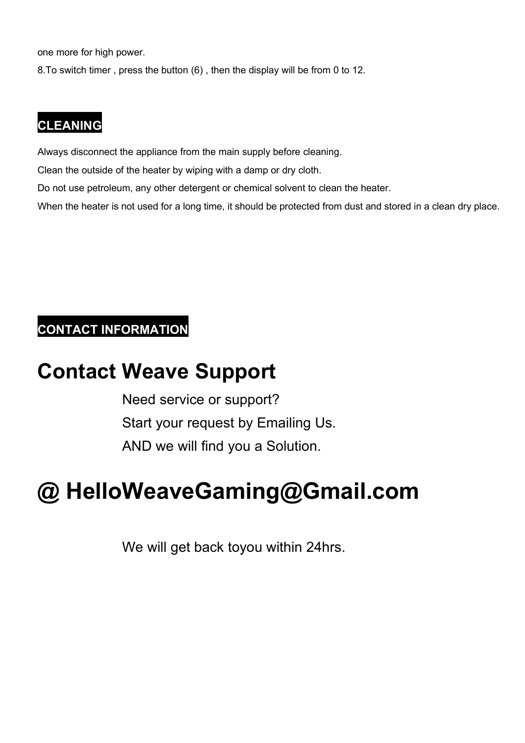one more for high power.

8.To switch timer , press the button (6) , then the display will be from 0 to 12.

## CLEANING

Always disconnect the appliance from the main supply before cleaning.

Clean the outside of the heater by wiping with a damp or dry cloth.

Do not use petroleum, any other detergent or chemical solvent to clean the heater.

When the heater is not used for a long time, it should be protected from dust and stored in a clean dry place.

## CONTACT INFORMATION

# Contact Weave Support

Need service or support?

Start your request by Emailing Us.

AND we will find you a Solution.

# @ HelloWeaveGaming@Gmail.com

We will get back toyou within 24hrs.